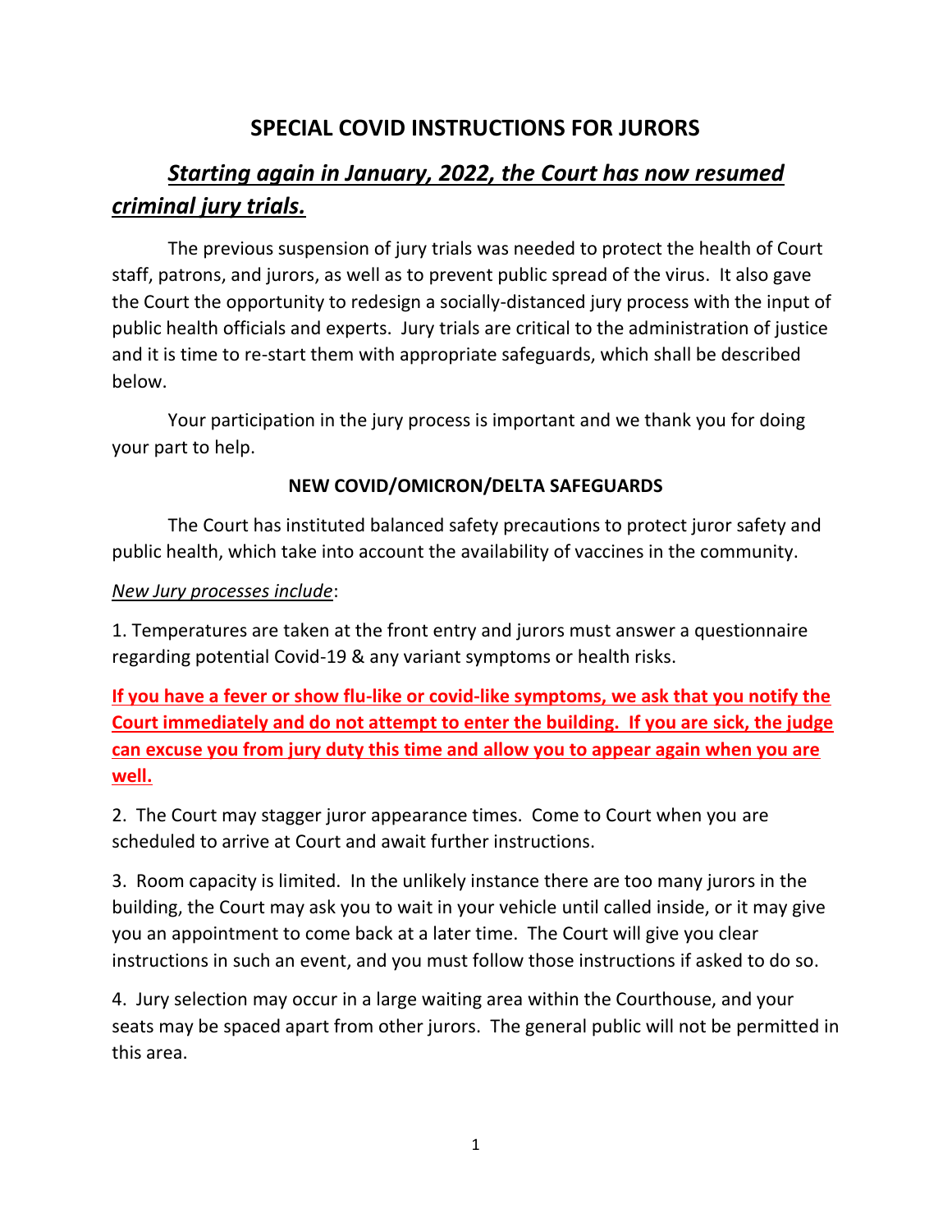# SPECIAL COVID INSTRUCTIONS FOR JURORS

## ***Starting again in January, 2022, the Court has now resumed criminal jury trials.***

The previous suspension of jury trials was needed to protect the health of Court staff, patrons, and jurors, as well as to prevent public spread of the virus. It also gave the Court the opportunity to redesign a socially-distanced jury process with the input of public health officials and experts. Jury trials are critical to the administration of justice and it is time to re-start them with appropriate safeguards, which shall be described below.

Your participation in the jury process is important and we thank you for doing your part to help.

### NEW COVID/OMICRON/DELTA SAFEGUARDS

The Court has instituted balanced safety precautions to protect juror safety and public health, which take into account the availability of vaccines in the community.

*New Jury processes include*:

1. Temperatures are taken at the front entry and jurors must answer a questionnaire regarding potential Covid-19 & any variant symptoms or health risks.

**If you have a fever or show flu-like or covid-like symptoms, we ask that you notify the Court immediately and do not attempt to enter the building. If you are sick, the judge can excuse you from jury duty this time and allow you to appear again when you are well.**

2. The Court may stagger juror appearance times. Come to Court when you are scheduled to arrive at Court and await further instructions.

3. Room capacity is limited. In the unlikely instance there are too many jurors in the building, the Court may ask you to wait in your vehicle until called inside, or it may give you an appointment to come back at a later time. The Court will give you clear instructions in such an event, and you must follow those instructions if asked to do so.

4. Jury selection may occur in a large waiting area within the Courthouse, and your seats may be spaced apart from other jurors. The general public will not be permitted in this area.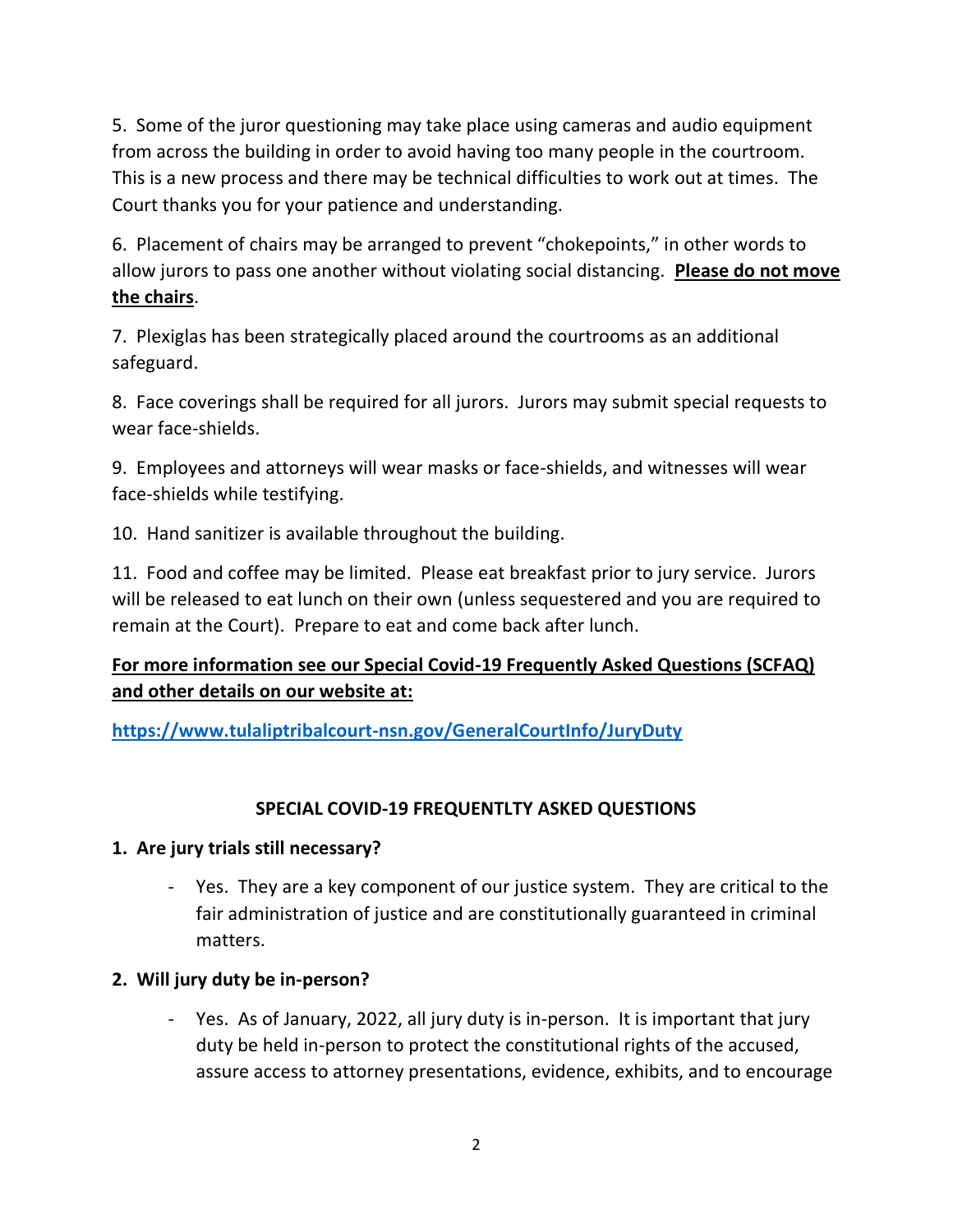5. Some of the juror questioning may take place using cameras and audio equipment from across the building in order to avoid having too many people in the courtroom. This is a new process and there may be technical difficulties to work out at times. The Court thanks you for your patience and understanding.

6. Placement of chairs may be arranged to prevent "chokepoints," in other words to allow jurors to pass one another without violating social distancing. **Please do not move the chairs**.

7. Plexiglas has been strategically placed around the courtrooms as an additional safeguard.

8. Face coverings shall be required for all jurors. Jurors may submit special requests to wear face-shields.

9. Employees and attorneys will wear masks or face-shields, and witnesses will wear face-shields while testifying.

10. Hand sanitizer is available throughout the building.

11. Food and coffee may be limited. Please eat breakfast prior to jury service. Jurors will be released to eat lunch on their own (unless sequestered and you are required to remain at the Court). Prepare to eat and come back after lunch.

**For more information see our Special Covid-19 Frequently Asked Questions (SCFAQ) and other details on our website at:**

**https://www.tulaliptribalcourt-nsn.gov/GeneralCourtInfo/JuryDuty**

## SPECIAL COVID-19 FREQUENTLTY ASKED QUESTIONS

**1. Are jury trials still necessary?**

- Yes. They are a key component of our justice system. They are critical to the fair administration of justice and are constitutionally guaranteed in criminal matters.

**2. Will jury duty be in-person?**

- Yes. As of January, 2022, all jury duty is in-person. It is important that jury duty be held in-person to protect the constitutional rights of the accused, assure access to attorney presentations, evidence, exhibits, and to encourage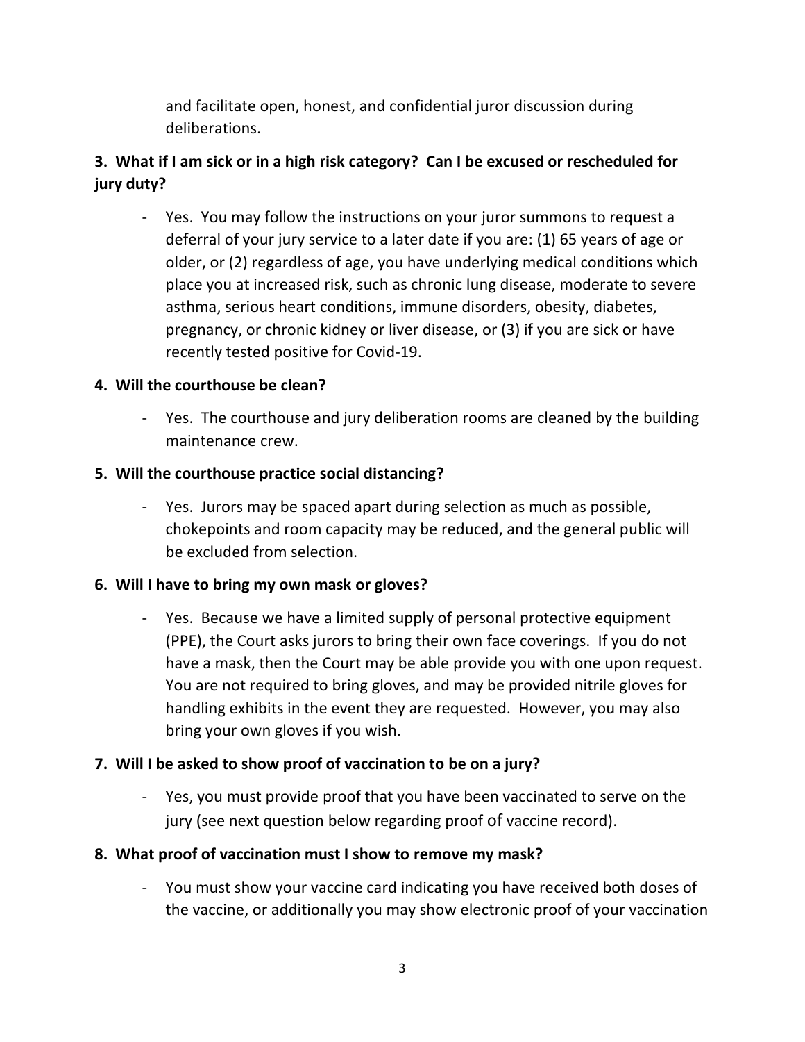and facilitate open, honest, and confidential juror discussion during deliberations.

**3. What if I am sick or in a high risk category? Can I be excused or rescheduled for jury duty?**

- Yes. You may follow the instructions on your juror summons to request a deferral of your jury service to a later date if you are: (1) 65 years of age or older, or (2) regardless of age, you have underlying medical conditions which place you at increased risk, such as chronic lung disease, moderate to severe asthma, serious heart conditions, immune disorders, obesity, diabetes, pregnancy, or chronic kidney or liver disease, or (3) if you are sick or have recently tested positive for Covid-19.

**4. Will the courthouse be clean?**

- Yes. The courthouse and jury deliberation rooms are cleaned by the building maintenance crew.

**5. Will the courthouse practice social distancing?**

- Yes. Jurors may be spaced apart during selection as much as possible, chokepoints and room capacity may be reduced, and the general public will be excluded from selection.

**6. Will I have to bring my own mask or gloves?**

- Yes. Because we have a limited supply of personal protective equipment (PPE), the Court asks jurors to bring their own face coverings. If you do not have a mask, then the Court may be able provide you with one upon request. You are not required to bring gloves, and may be provided nitrile gloves for handling exhibits in the event they are requested. However, you may also bring your own gloves if you wish.

**7. Will I be asked to show proof of vaccination to be on a jury?**

- Yes, you must provide proof that you have been vaccinated to serve on the jury (see next question below regarding proof of vaccine record).

**8. What proof of vaccination must I show to remove my mask?**

- You must show your vaccine card indicating you have received both doses of the vaccine, or additionally you may show electronic proof of your vaccination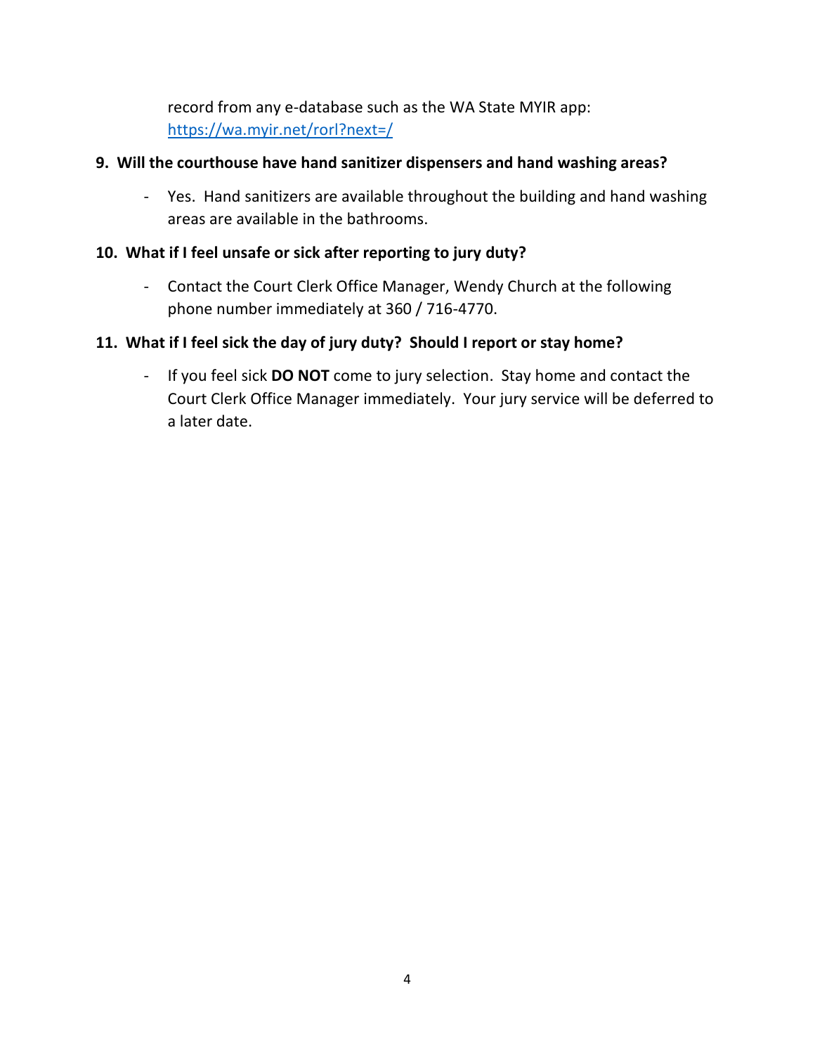record from any e-database such as the WA State MYIR app: https://wa.myir.net/rorl?next=/

**9. Will the courthouse have hand sanitizer dispensers and hand washing areas?**

- Yes. Hand sanitizers are available throughout the building and hand washing areas are available in the bathrooms.

**10. What if I feel unsafe or sick after reporting to jury duty?**

- Contact the Court Clerk Office Manager, Wendy Church at the following phone number immediately at 360 / 716-4770.

**11. What if I feel sick the day of jury duty? Should I report or stay home?**

- If you feel sick **DO NOT** come to jury selection. Stay home and contact the Court Clerk Office Manager immediately. Your jury service will be deferred to a later date.